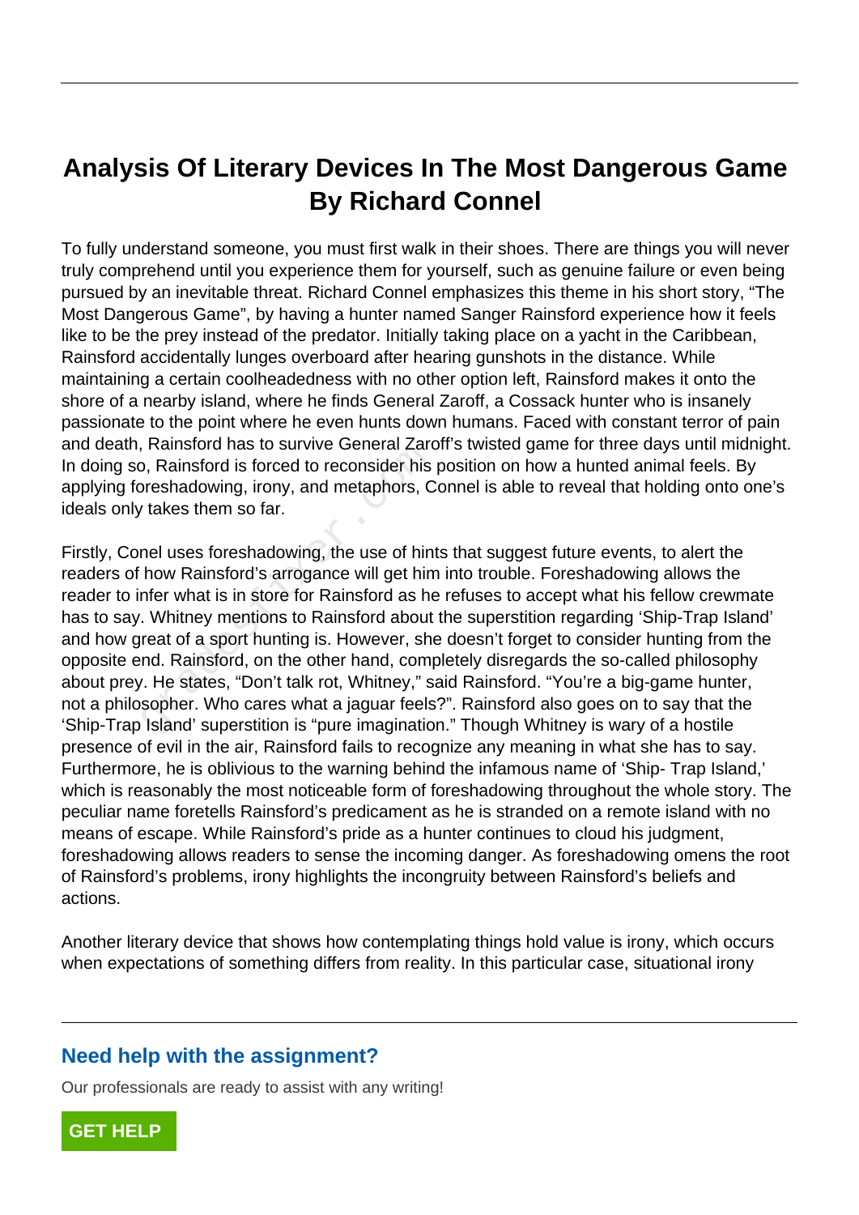# Analysis Of Literary Devices In The Most Dangerous Game By Richard Connel

To fully understand someone, you must first walk in their shoes. There are things you will never truly comprehend until you experience them for yourself, such as genuine failure or even being pursued by an inevitable threat. Richard Connel emphasizes this theme in his short story, "The Most Dangerous Game", by having a hunter named Sanger Rainsford experience how it feels like to be the prey instead of the predator. Initially taking place on a yacht in the Caribbean, Rainsford accidentally lunges overboard after hearing gunshots in the distance. While maintaining a certain coolheadedness with no other option left, Rainsford makes it onto the shore of a nearby island, where he finds General Zaroff, a Cossack hunter who is insanely passionate to the point where he even hunts down humans. Faced with constant terror of pain and death, Rainsford has to survive General Zaroff's twisted game for three days until midnight. In doing so, Rainsford is forced to reconsider his position on how a hunted animal feels. By applying foreshadowing, irony, and metaphors, Connel is able to reveal that holding onto one's ideals only takes them so far.

Firstly, Conel uses foreshadowing, the use of hints that suggest future events, to alert the readers of how Rainsford's arrogance will get him into trouble. Foreshadowing allows the reader to infer what is in store for Rainsford as he refuses to accept what his fellow crewmate has to say. Whitney mentions to Rainsford about the superstition regarding 'Ship-Trap Island' and how great of a sport hunting is. However, she doesn't forget to consider hunting from the opposite end. Rainsford, on the other hand, completely disregards the so-called philosophy about prey. He states, "Don't talk rot, Whitney," said Rainsford. "You're a big-game hunter, not a philosopher. Who cares what a jaguar feels?". Rainsford also goes on to say that the 'Ship-Trap Island' superstition is "pure imagination." Though Whitney is wary of a hostile presence of evil in the air, Rainsford fails to recognize any meaning in what she has to say. Furthermore, he is oblivious to the warning behind the infamous name of 'Ship- Trap Island,' which is reasonably the most noticeable form of foreshadowing throughout the whole story. The peculiar name foretells Rainsford's predicament as he is stranded on a remote island with no means of escape. While Rainsford's pride as a hunter continues to cloud his judgment, foreshadowing allows readers to sense the incoming danger. As foreshadowing omens the root of Rainsford's problems, irony highlights the incongruity between Rainsford's beliefs and actions.

Another literary device that shows how contemplating things hold value is irony, which occurs when expectations of something differs from reality. In this particular case, situational irony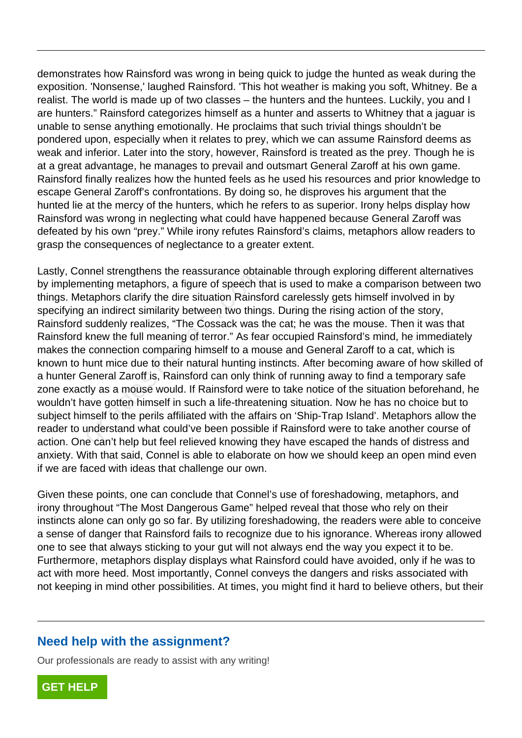demonstrates how Rainsford was wrong in being quick to judge the hunted as weak during the exposition. 'Nonsense,' laughed Rainsford. 'This hot weather is making you soft, Whitney. Be a realist. The world is made up of two classes – the hunters and the huntees. Luckily, you and I are hunters." Rainsford categorizes himself as a hunter and asserts to Whitney that a jaguar is unable to sense anything emotionally. He proclaims that such trivial things shouldn't be pondered upon, especially when it relates to prey, which we can assume Rainsford deems as weak and inferior. Later into the story, however, Rainsford is treated as the prey. Though he is at a great advantage, he manages to prevail and outsmart General Zaroff at his own game. Rainsford finally realizes how the hunted feels as he used his resources and prior knowledge to escape General Zaroff's confrontations. By doing so, he disproves his argument that the hunted lie at the mercy of the hunters, which he refers to as superior. Irony helps display how Rainsford was wrong in neglecting what could have happened because General Zaroff was defeated by his own "prey." While irony refutes Rainsford's claims, metaphors allow readers to grasp the consequences of neglectance to a greater extent.

Lastly, Connel strengthens the reassurance obtainable through exploring different alternatives by implementing metaphors, a figure of speech that is used to make a comparison between two things. Metaphors clarify the dire situation Rainsford carelessly gets himself involved in by specifying an indirect similarity between two things. During the rising action of the story, Rainsford suddenly realizes, "The Cossack was the cat; he was the mouse. Then it was that Rainsford knew the full meaning of terror." As fear occupied Rainsford's mind, he immediately makes the connection comparing himself to a mouse and General Zaroff to a cat, which is known to hunt mice due to their natural hunting instincts. After becoming aware of how skilled of a hunter General Zaroff is, Rainsford can only think of running away to find a temporary safe zone exactly as a mouse would. If Rainsford were to take notice of the situation beforehand, he wouldn't have gotten himself in such a life-threatening situation. Now he has no choice but to subject himself to the perils affiliated with the affairs on 'Ship-Trap Island'. Metaphors allow the reader to understand what could've been possible if Rainsford were to take another course of action. One can't help but feel relieved knowing they have escaped the hands of distress and anxiety. With that said, Connel is able to elaborate on how we should keep an open mind even if we are faced with ideas that challenge our own.

Given these points, one can conclude that Connel's use of foreshadowing, metaphors, and irony throughout "The Most Dangerous Game" helped reveal that those who rely on their instincts alone can only go so far. By utilizing foreshadowing, the readers were able to conceive a sense of danger that Rainsford fails to recognize due to his ignorance. Whereas irony allowed one to see that always sticking to your gut will not always end the way you expect it to be. Furthermore, metaphors display displays what Rainsford could have avoided, only if he was to act with more heed. Most importantly, Connel conveys the dangers and risks associated with not keeping in mind other possibilities. At times, you might find it hard to believe others, but their

## Need help with the assignment?

Our professionals are ready to assist with any writing!

**GET HELP**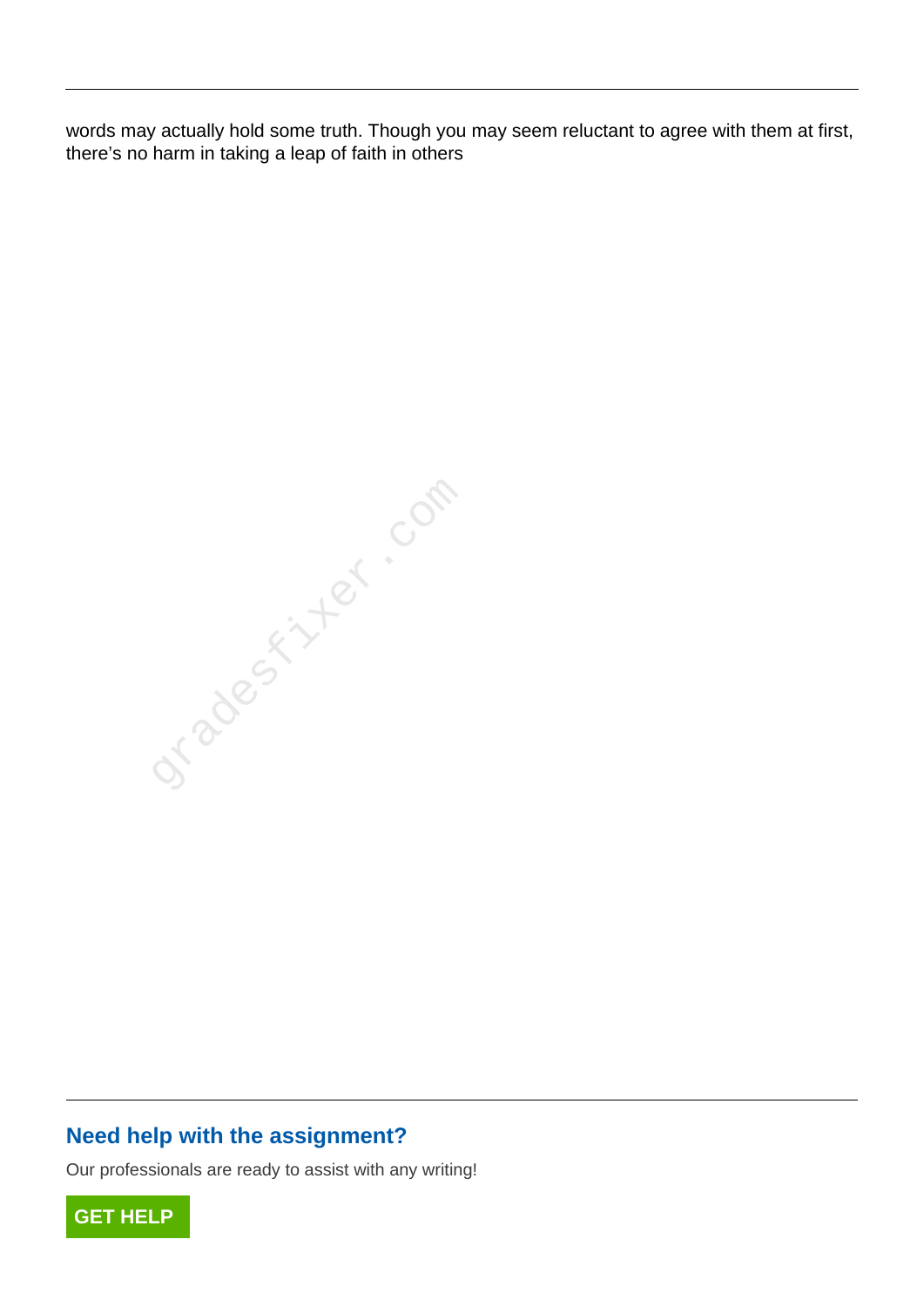words may actually hold some truth. Though you may seem reluctant to agree with them at first, there's no harm in taking a leap of faith in others

## Need help with the assignment?

Our professionals are ready to assist with any writing!

**GET HELP**